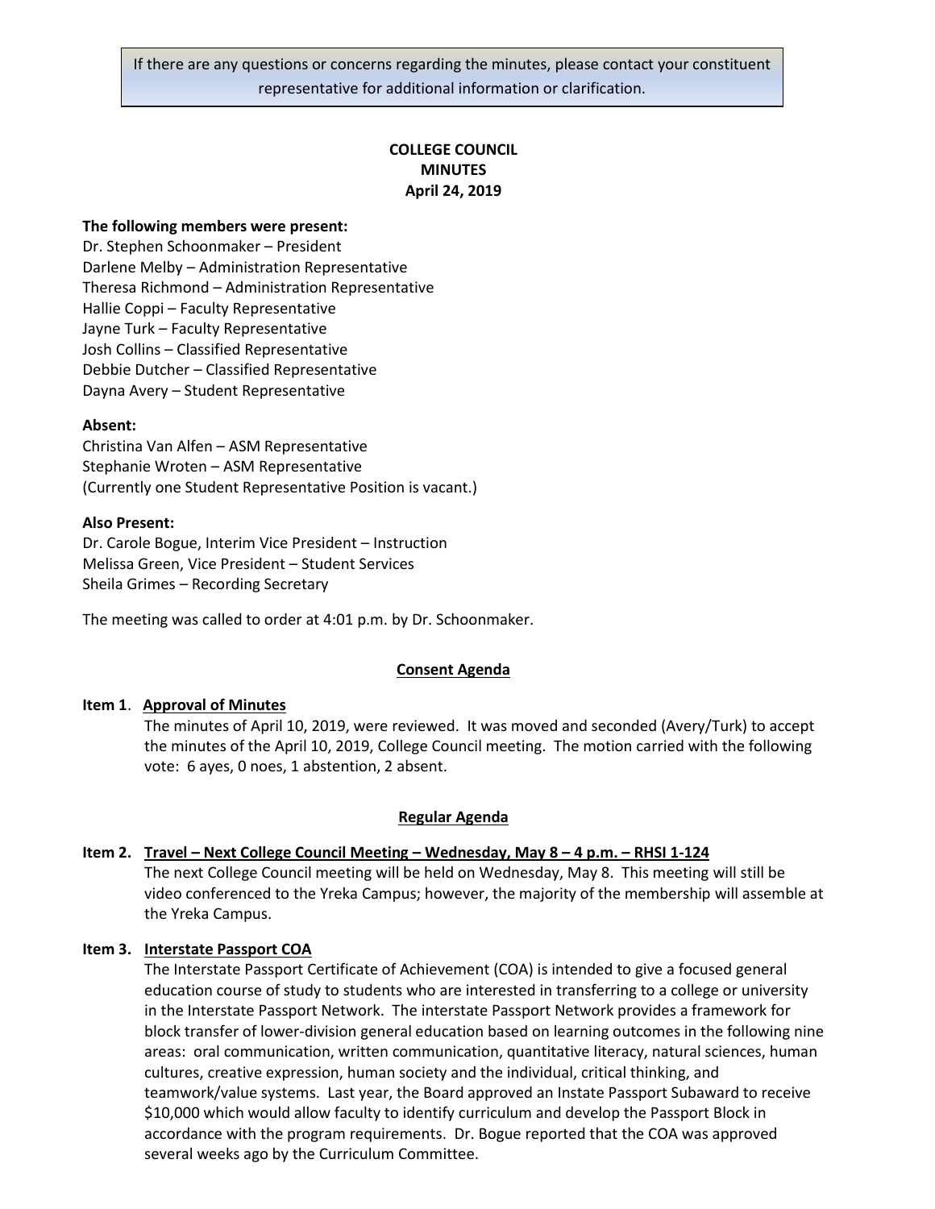If there are any questions or concerns regarding the minutes, please contact your constituent representative for additional information or clarification.

**COLLEGE COUNCIL**
**MINUTES**
**April 24, 2019**

**The following members were present:**
Dr. Stephen Schoonmaker – President
Darlene Melby – Administration Representative
Theresa Richmond – Administration Representative
Hallie Coppi – Faculty Representative
Jayne Turk – Faculty Representative
Josh Collins – Classified Representative
Debbie Dutcher – Classified Representative
Dayna Avery – Student Representative

**Absent:**
Christina Van Alfen – ASM Representative
Stephanie Wroten – ASM Representative
(Currently one Student Representative Position is vacant.)

**Also Present:**
Dr. Carole Bogue, Interim Vice President – Instruction
Melissa Green, Vice President – Student Services
Sheila Grimes – Recording Secretary

The meeting was called to order at 4:01 p.m. by Dr. Schoonmaker.

**Consent Agenda**

**Item 1. Approval of Minutes**
The minutes of April 10, 2019, were reviewed. It was moved and seconded (Avery/Turk) to accept the minutes of the April 10, 2019, College Council meeting. The motion carried with the following vote: 6 ayes, 0 noes, 1 abstention, 2 absent.

**Regular Agenda**

**Item 2. Travel – Next College Council Meeting – Wednesday, May 8 – 4 p.m. – RHSI 1-124**
The next College Council meeting will be held on Wednesday, May 8. This meeting will still be video conferenced to the Yreka Campus; however, the majority of the membership will assemble at the Yreka Campus.

**Item 3. Interstate Passport COA**
The Interstate Passport Certificate of Achievement (COA) is intended to give a focused general education course of study to students who are interested in transferring to a college or university in the Interstate Passport Network. The interstate Passport Network provides a framework for block transfer of lower-division general education based on learning outcomes in the following nine areas: oral communication, written communication, quantitative literacy, natural sciences, human cultures, creative expression, human society and the individual, critical thinking, and teamwork/value systems. Last year, the Board approved an Instate Passport Subaward to receive $10,000 which would allow faculty to identify curriculum and develop the Passport Block in accordance with the program requirements. Dr. Bogue reported that the COA was approved several weeks ago by the Curriculum Committee.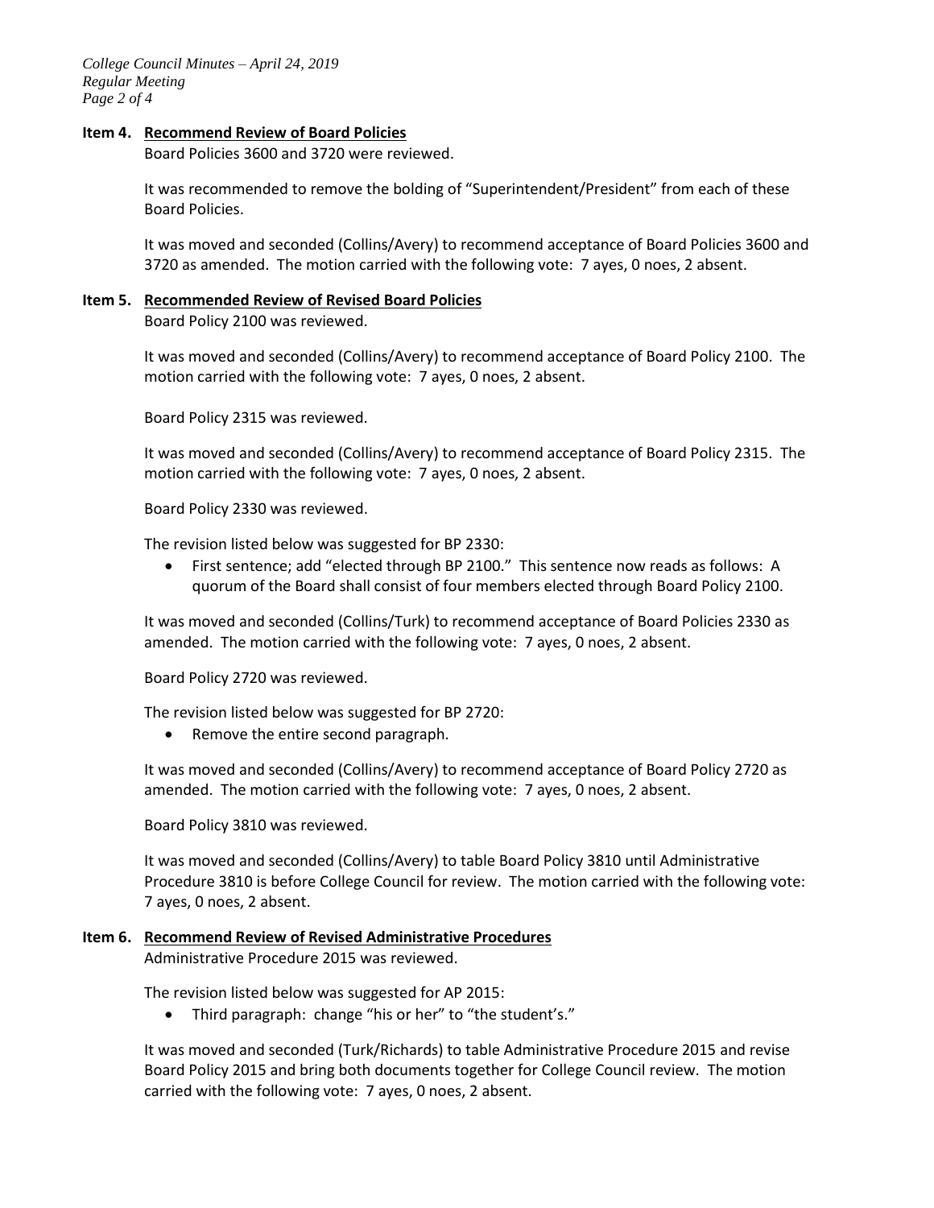**Item 4. Recommend Review of Board Policies**

Board Policies 3600 and 3720 were reviewed.

It was recommended to remove the bolding of "Superintendent/President" from each of these Board Policies.

It was moved and seconded (Collins/Avery) to recommend acceptance of Board Policies 3600 and 3720 as amended. The motion carried with the following vote: 7 ayes, 0 noes, 2 absent.

**Item 5. Recommended Review of Revised Board Policies**

Board Policy 2100 was reviewed.

It was moved and seconded (Collins/Avery) to recommend acceptance of Board Policy 2100. The motion carried with the following vote: 7 ayes, 0 noes, 2 absent.

Board Policy 2315 was reviewed.

It was moved and seconded (Collins/Avery) to recommend acceptance of Board Policy 2315. The motion carried with the following vote: 7 ayes, 0 noes, 2 absent.

Board Policy 2330 was reviewed.

The revision listed below was suggested for BP 2330:

- First sentence; add "elected through BP 2100." This sentence now reads as follows: A quorum of the Board shall consist of four members elected through Board Policy 2100.

It was moved and seconded (Collins/Turk) to recommend acceptance of Board Policies 2330 as amended. The motion carried with the following vote: 7 ayes, 0 noes, 2 absent.

Board Policy 2720 was reviewed.

The revision listed below was suggested for BP 2720:

- Remove the entire second paragraph.

It was moved and seconded (Collins/Avery) to recommend acceptance of Board Policy 2720 as amended. The motion carried with the following vote: 7 ayes, 0 noes, 2 absent.

Board Policy 3810 was reviewed.

It was moved and seconded (Collins/Avery) to table Board Policy 3810 until Administrative Procedure 3810 is before College Council for review. The motion carried with the following vote: 7 ayes, 0 noes, 2 absent.

**Item 6. Recommend Review of Revised Administrative Procedures**

Administrative Procedure 2015 was reviewed.

The revision listed below was suggested for AP 2015:

- Third paragraph: change "his or her" to "the student's."

It was moved and seconded (Turk/Richards) to table Administrative Procedure 2015 and revise Board Policy 2015 and bring both documents together for College Council review. The motion carried with the following vote: 7 ayes, 0 noes, 2 absent.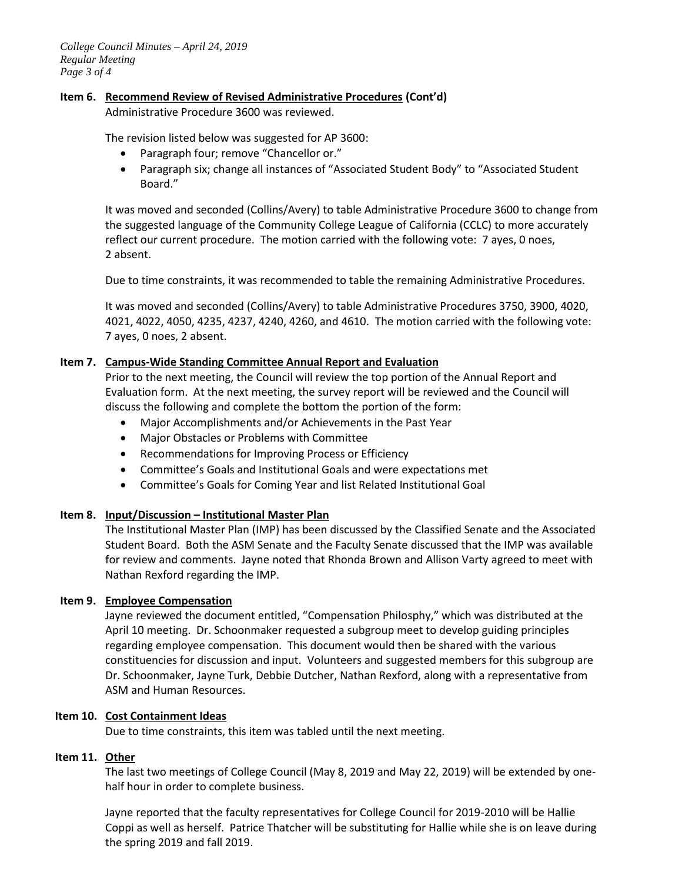**Item 6. Recommend Review of Revised Administrative Procedures (Cont'd)**

Administrative Procedure 3600 was reviewed.

The revision listed below was suggested for AP 3600:

- Paragraph four; remove "Chancellor or."
- Paragraph six; change all instances of "Associated Student Body" to "Associated Student Board."

It was moved and seconded (Collins/Avery) to table Administrative Procedure 3600 to change from the suggested language of the Community College League of California (CCLC) to more accurately reflect our current procedure. The motion carried with the following vote: 7 ayes, 0 noes, 2 absent.

Due to time constraints, it was recommended to table the remaining Administrative Procedures.

It was moved and seconded (Collins/Avery) to table Administrative Procedures 3750, 3900, 4020, 4021, 4022, 4050, 4235, 4237, 4240, 4260, and 4610. The motion carried with the following vote: 7 ayes, 0 noes, 2 absent.

**Item 7. Campus-Wide Standing Committee Annual Report and Evaluation**

Prior to the next meeting, the Council will review the top portion of the Annual Report and Evaluation form. At the next meeting, the survey report will be reviewed and the Council will discuss the following and complete the bottom the portion of the form:

- Major Accomplishments and/or Achievements in the Past Year
- Major Obstacles or Problems with Committee
- Recommendations for Improving Process or Efficiency
- Committee's Goals and Institutional Goals and were expectations met
- Committee's Goals for Coming Year and list Related Institutional Goal

**Item 8. Input/Discussion – Institutional Master Plan**

The Institutional Master Plan (IMP) has been discussed by the Classified Senate and the Associated Student Board. Both the ASM Senate and the Faculty Senate discussed that the IMP was available for review and comments. Jayne noted that Rhonda Brown and Allison Varty agreed to meet with Nathan Rexford regarding the IMP.

**Item 9. Employee Compensation**

Jayne reviewed the document entitled, "Compensation Philosphy," which was distributed at the April 10 meeting. Dr. Schoonmaker requested a subgroup meet to develop guiding principles regarding employee compensation. This document would then be shared with the various constituencies for discussion and input. Volunteers and suggested members for this subgroup are Dr. Schoonmaker, Jayne Turk, Debbie Dutcher, Nathan Rexford, along with a representative from ASM and Human Resources.

**Item 10. Cost Containment Ideas**

Due to time constraints, this item was tabled until the next meeting.

**Item 11. Other**

The last two meetings of College Council (May 8, 2019 and May 22, 2019) will be extended by one-half hour in order to complete business.

Jayne reported that the faculty representatives for College Council for 2019-2010 will be Hallie Coppi as well as herself. Patrice Thatcher will be substituting for Hallie while she is on leave during the spring 2019 and fall 2019.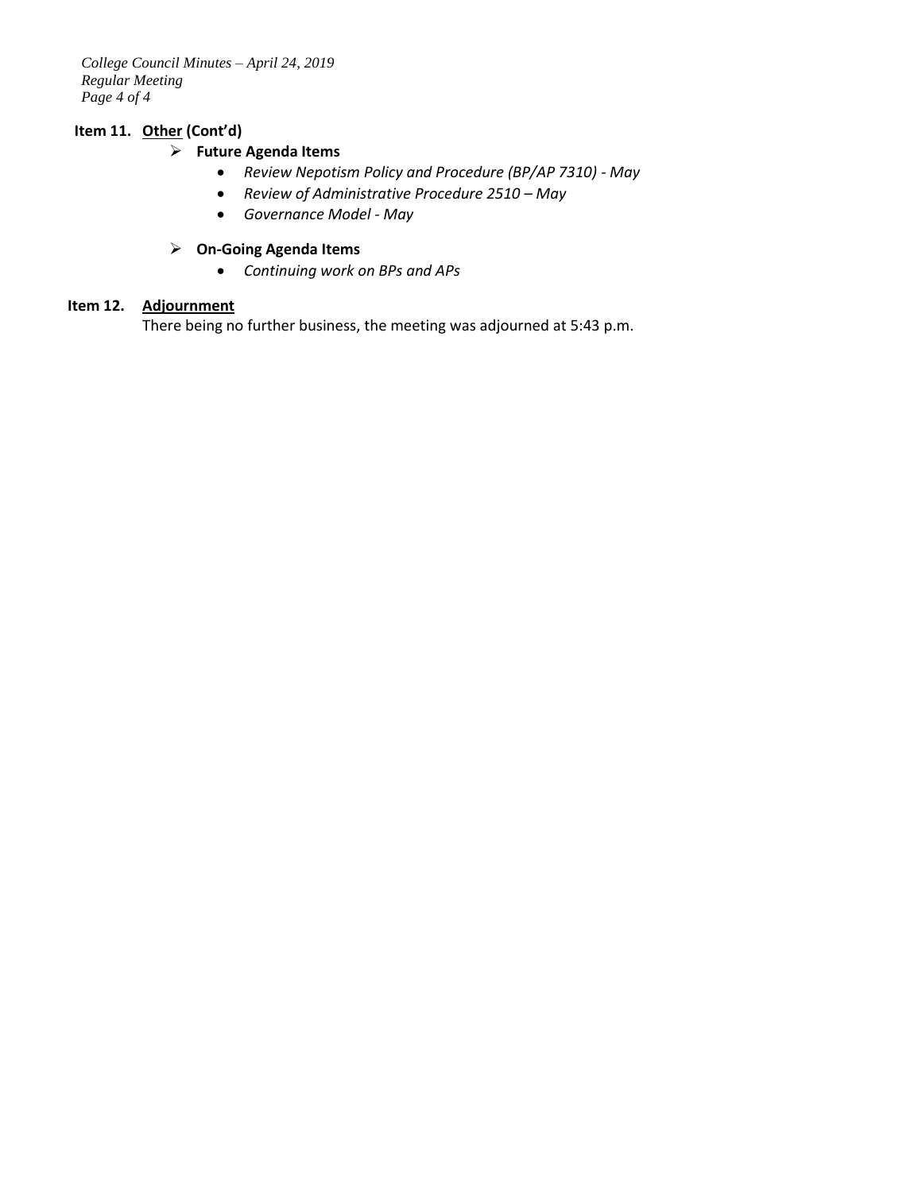**Item 11. <u>Other</u> (Cont'd)**

- **Future Agenda Items**
  - *Review Nepotism Policy and Procedure (BP/AP 7310) - May*
  - *Review of Administrative Procedure 2510 – May*
  - *Governance Model - May*

- **On-Going Agenda Items**
  - *Continuing work on BPs and APs*

**Item 12. <u>Adjournment</u>**

There being no further business, the meeting was adjourned at 5:43 p.m.